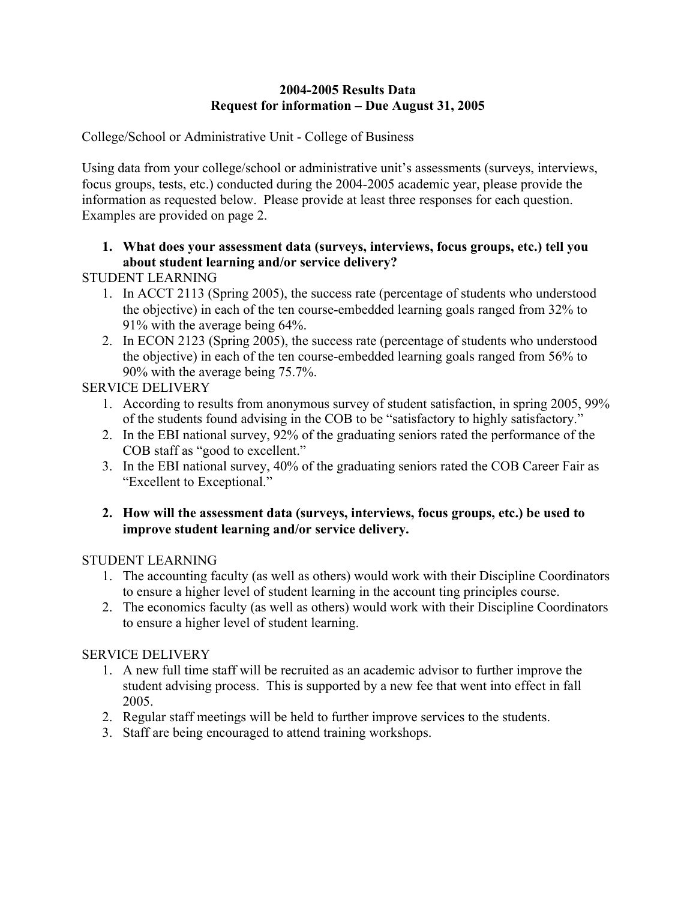**2004-2005 Results Data**
**Request for information – Due August 31, 2005**

College/School or Administrative Unit - College of Business

Using data from your college/school or administrative unit's assessments (surveys, interviews, focus groups, tests, etc.) conducted during the 2004-2005 academic year, please provide the information as requested below. Please provide at least three responses for each question. Examples are provided on page 2.

1. **What does your assessment data (surveys, interviews, focus groups, etc.) tell you about student learning and/or service delivery?**

STUDENT LEARNING

1. In ACCT 2113 (Spring 2005), the success rate (percentage of students who understood the objective) in each of the ten course-embedded learning goals ranged from 32% to 91% with the average being 64%.
2. In ECON 2123 (Spring 2005), the success rate (percentage of students who understood the objective) in each of the ten course-embedded learning goals ranged from 56% to 90% with the average being 75.7%.

SERVICE DELIVERY

1. According to results from anonymous survey of student satisfaction, in spring 2005, 99% of the students found advising in the COB to be "satisfactory to highly satisfactory."
2. In the EBI national survey, 92% of the graduating seniors rated the performance of the COB staff as "good to excellent."
3. In the EBI national survey, 40% of the graduating seniors rated the COB Career Fair as "Excellent to Exceptional."

2. **How will the assessment data (surveys, interviews, focus groups, etc.) be used to improve student learning and/or service delivery.**

STUDENT LEARNING

1. The accounting faculty (as well as others) would work with their Discipline Coordinators to ensure a higher level of student learning in the account ting principles course.
2. The economics faculty (as well as others) would work with their Discipline Coordinators to ensure a higher level of student learning.

SERVICE DELIVERY

1. A new full time staff will be recruited as an academic advisor to further improve the student advising process. This is supported by a new fee that went into effect in fall 2005.
2. Regular staff meetings will be held to further improve services to the students.
3. Staff are being encouraged to attend training workshops.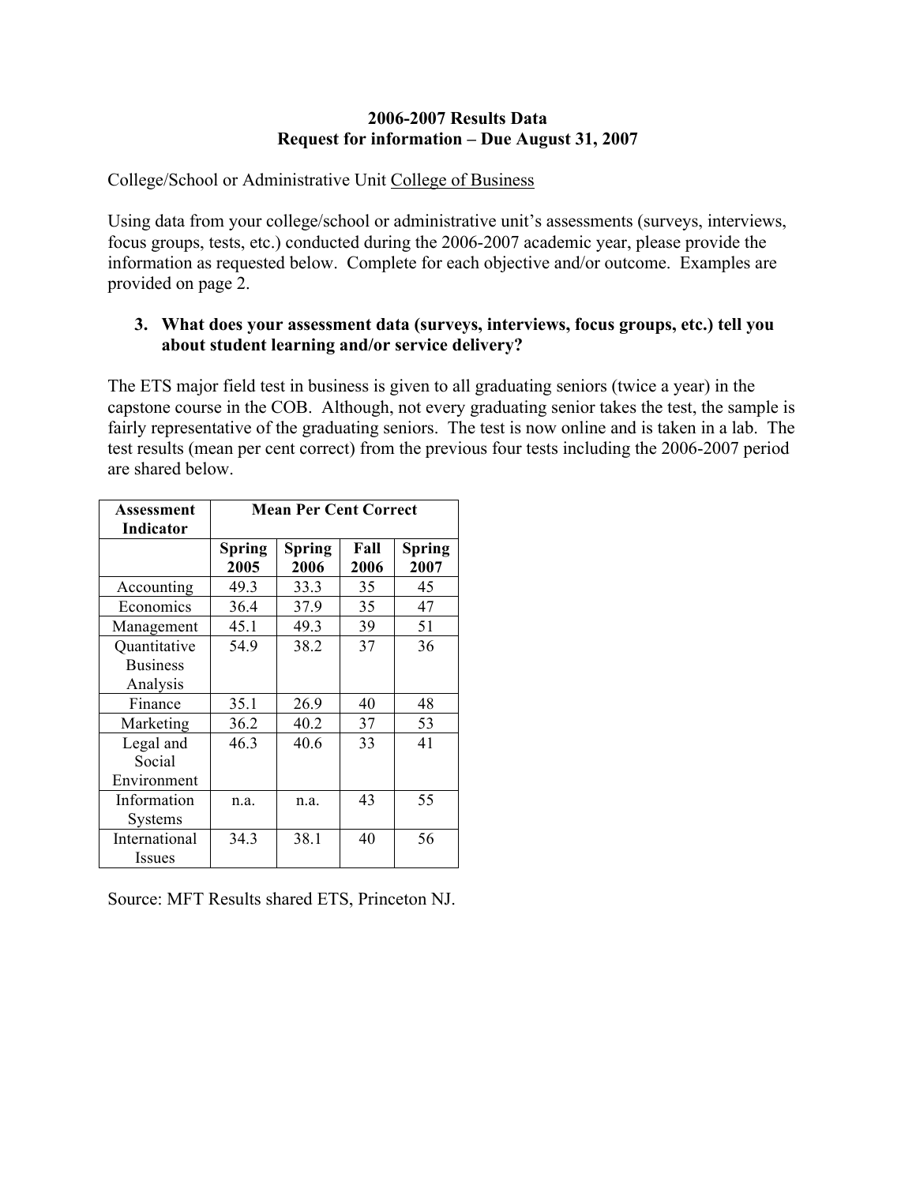**2006-2007 Results Data**
**Request for information – Due August 31, 2007**

College/School or Administrative Unit College of Business

Using data from your college/school or administrative unit's assessments (surveys, interviews, focus groups, tests, etc.) conducted during the 2006-2007 academic year, please provide the information as requested below. Complete for each objective and/or outcome. Examples are provided on page 2.

3. **What does your assessment data (surveys, interviews, focus groups, etc.) tell you about student learning and/or service delivery?**

The ETS major field test in business is given to all graduating seniors (twice a year) in the capstone course in the COB. Although, not every graduating senior takes the test, the sample is fairly representative of the graduating seniors. The test is now online and is taken in a lab. The test results (mean per cent correct) from the previous four tests including the 2006-2007 period are shared below.

| Assessment Indicator | Mean Per Cent Correct | | | |
|---|---|---|---|---|
| | **Spring 2005** | **Spring 2006** | **Fall 2006** | **Spring 2007** |
| Accounting | 49.3 | 33.3 | 35 | 45 |
| Economics | 36.4 | 37.9 | 35 | 47 |
| Management | 45.1 | 49.3 | 39 | 51 |
| Quantitative Business Analysis | 54.9 | 38.2 | 37 | 36 |
| Finance | 35.1 | 26.9 | 40 | 48 |
| Marketing | 36.2 | 40.2 | 37 | 53 |
| Legal and Social Environment | 46.3 | 40.6 | 33 | 41 |
| Information Systems | n.a. | n.a. | 43 | 55 |
| International Issues | 34.3 | 38.1 | 40 | 56 |

Source: MFT Results shared ETS, Princeton NJ.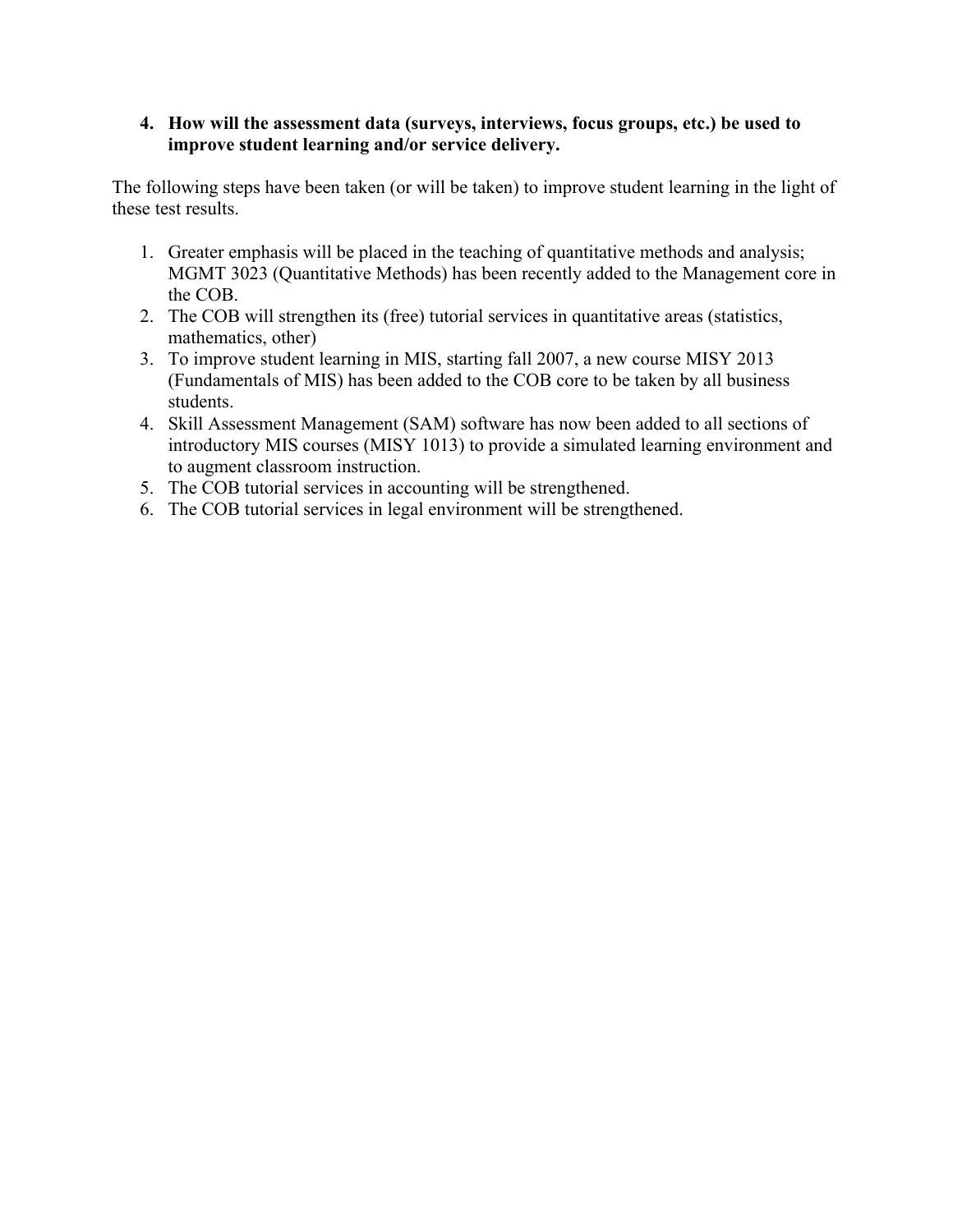4. **How will the assessment data (surveys, interviews, focus groups, etc.) be used to improve student learning and/or service delivery.**

The following steps have been taken (or will be taken) to improve student learning in the light of these test results.

1. Greater emphasis will be placed in the teaching of quantitative methods and analysis; MGMT 3023 (Quantitative Methods) has been recently added to the Management core in the COB.
2. The COB will strengthen its (free) tutorial services in quantitative areas (statistics, mathematics, other)
3. To improve student learning in MIS, starting fall 2007, a new course MISY 2013 (Fundamentals of MIS) has been added to the COB core to be taken by all business students.
4. Skill Assessment Management (SAM) software has now been added to all sections of introductory MIS courses (MISY 1013) to provide a simulated learning environment and to augment classroom instruction.
5. The COB tutorial services in accounting will be strengthened.
6. The COB tutorial services in legal environment will be strengthened.